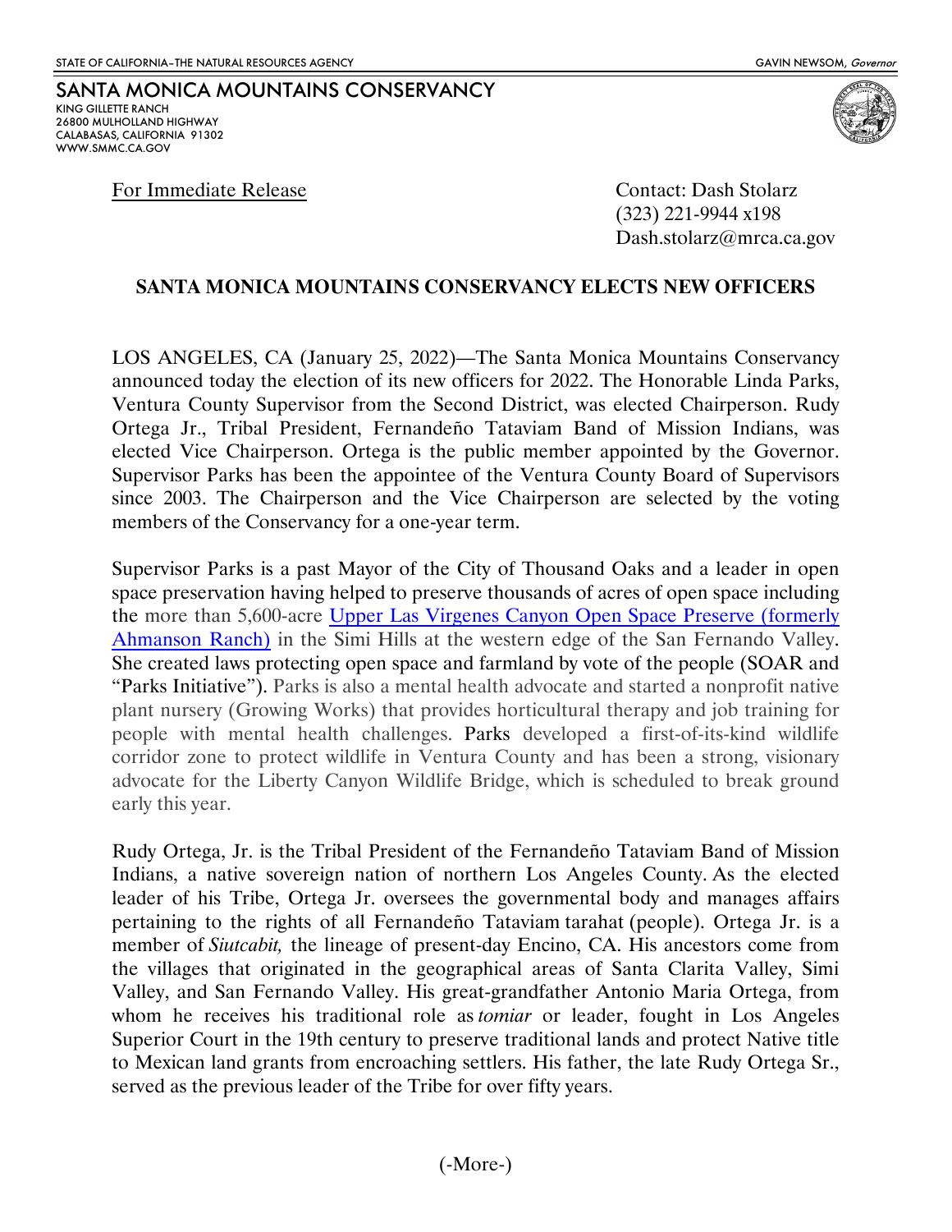STATE OF CALIFORNIA–THE NATURAL RESOURCES AGENCY GAVIN NEWSOM, *Governor*

## SANTA MONICA MOUNTAINS CONSERVANCY

KING GILLETTE RANCH
26800 MULHOLLAND HIGHWAY
CALABASAS, CALIFORNIA 91302
WWW.SMMC.CA.GOV

For Immediate Release

Contact: Dash Stolarz
(323) 221-9944 x198
Dash.stolarz@mrca.ca.gov

# SANTA MONICA MOUNTAINS CONSERVANCY ELECTS NEW OFFICERS

LOS ANGELES, CA (January 25, 2022)—The Santa Monica Mountains Conservancy announced today the election of its new officers for 2022. The Honorable Linda Parks, Ventura County Supervisor from the Second District, was elected Chairperson. Rudy Ortega Jr., Tribal President, Fernandeño Tataviam Band of Mission Indians, was elected Vice Chairperson. Ortega is the public member appointed by the Governor. Supervisor Parks has been the appointee of the Ventura County Board of Supervisors since 2003. The Chairperson and the Vice Chairperson are selected by the voting members of the Conservancy for a one-year term.

Supervisor Parks is a past Mayor of the City of Thousand Oaks and a leader in open space preservation having helped to preserve thousands of acres of open space including the more than 5,600-acre Upper Las Virgenes Canyon Open Space Preserve (formerly Ahmanson Ranch) in the Simi Hills at the western edge of the San Fernando Valley. She created laws protecting open space and farmland by vote of the people (SOAR and "Parks Initiative"). Parks is also a mental health advocate and started a nonprofit native plant nursery (Growing Works) that provides horticultural therapy and job training for people with mental health challenges. Parks developed a first-of-its-kind wildlife corridor zone to protect wildlife in Ventura County and has been a strong, visionary advocate for the Liberty Canyon Wildlife Bridge, which is scheduled to break ground early this year.

Rudy Ortega, Jr. is the Tribal President of the Fernandeño Tataviam Band of Mission Indians, a native sovereign nation of northern Los Angeles County. As the elected leader of his Tribe, Ortega Jr. oversees the governmental body and manages affairs pertaining to the rights of all Fernandeño Tataviam tarahat (people). Ortega Jr. is a member of *Siutcabit,* the lineage of present-day Encino, CA. His ancestors come from the villages that originated in the geographical areas of Santa Clarita Valley, Simi Valley, and San Fernando Valley. His great-grandfather Antonio Maria Ortega, from whom he receives his traditional role as *tomiar* or leader, fought in Los Angeles Superior Court in the 19th century to preserve traditional lands and protect Native title to Mexican land grants from encroaching settlers. His father, the late Rudy Ortega Sr., served as the previous leader of the Tribe for over fifty years.

(-More-)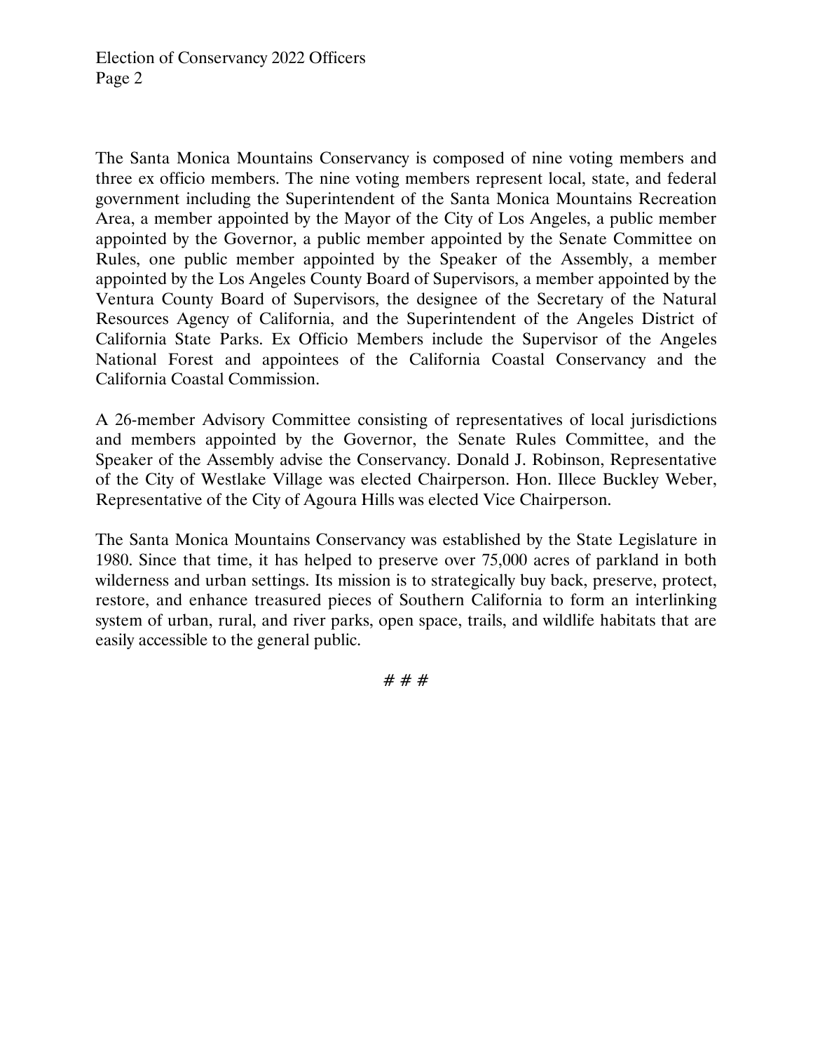The Santa Monica Mountains Conservancy is composed of nine voting members and three ex officio members. The nine voting members represent local, state, and federal government including the Superintendent of the Santa Monica Mountains Recreation Area, a member appointed by the Mayor of the City of Los Angeles, a public member appointed by the Governor, a public member appointed by the Senate Committee on Rules, one public member appointed by the Speaker of the Assembly, a member appointed by the Los Angeles County Board of Supervisors, a member appointed by the Ventura County Board of Supervisors, the designee of the Secretary of the Natural Resources Agency of California, and the Superintendent of the Angeles District of California State Parks. Ex Officio Members include the Supervisor of the Angeles National Forest and appointees of the California Coastal Conservancy and the California Coastal Commission.

A 26-member Advisory Committee consisting of representatives of local jurisdictions and members appointed by the Governor, the Senate Rules Committee, and the Speaker of the Assembly advise the Conservancy. Donald J. Robinson, Representative of the City of Westlake Village was elected Chairperson. Hon. Illece Buckley Weber, Representative of the City of Agoura Hills was elected Vice Chairperson.

The Santa Monica Mountains Conservancy was established by the State Legislature in 1980. Since that time, it has helped to preserve over 75,000 acres of parkland in both wilderness and urban settings. Its mission is to strategically buy back, preserve, protect, restore, and enhance treasured pieces of Southern California to form an interlinking system of urban, rural, and river parks, open space, trails, and wildlife habitats that are easily accessible to the general public.

# # #